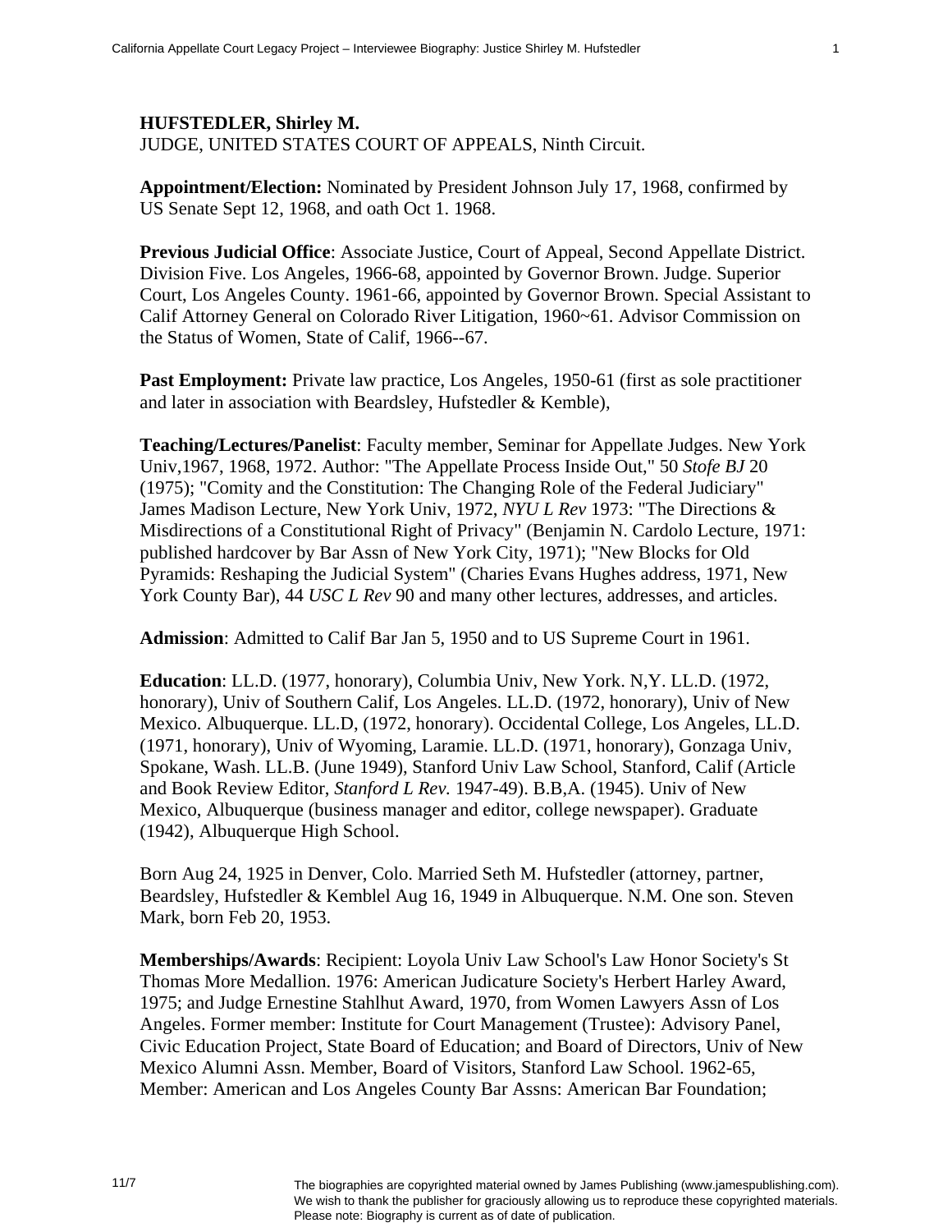**HUFSTEDLER, Shirley M.**
JUDGE, UNITED STATES COURT OF APPEALS, Ninth Circuit.

**Appointment/Election:** Nominated by President Johnson July 17, 1968, confirmed by US Senate Sept 12, 1968, and oath Oct 1. 1968.

**Previous Judicial Office**: Associate Justice, Court of Appeal, Second Appellate District. Division Five. Los Angeles, 1966-68, appointed by Governor Brown. Judge. Superior Court, Los Angeles County. 1961-66, appointed by Governor Brown. Special Assistant to Calif Attorney General on Colorado River Litigation, 1960~61. Advisor Commission on the Status of Women, State of Calif, 1966--67.

**Past Employment:** Private law practice, Los Angeles, 1950-61 (first as sole practitioner and later in association with Beardsley, Hufstedler & Kemble),

**Teaching/Lectures/Panelist**: Faculty member, Seminar for Appellate Judges. New York Univ,1967, 1968, 1972. Author: "The Appellate Process Inside Out," 50 *Stofe BJ* 20 (1975); "Comity and the Constitution: The Changing Role of the Federal Judiciary" James Madison Lecture, New York Univ, 1972, *NYU L Rev* 1973: "The Directions & Misdirections of a Constitutional Right of Privacy" (Benjamin N. Cardolo Lecture, 1971: published hardcover by Bar Assn of New York City, 1971); "New Blocks for Old Pyramids: Reshaping the Judicial System" (Charies Evans Hughes address, 1971, New York County Bar), 44 *USC L Rev* 90 and many other lectures, addresses, and articles.

**Admission**: Admitted to Calif Bar Jan 5, 1950 and to US Supreme Court in 1961.

**Education**: LL.D. (1977, honorary), Columbia Univ, New York. N,Y. LL.D. (1972, honorary), Univ of Southern Calif, Los Angeles. LL.D. (1972, honorary), Univ of New Mexico. Albuquerque. LL.D, (1972, honorary). Occidental College, Los Angeles, LL.D. (1971, honorary), Univ of Wyoming, Laramie. LL.D. (1971, honorary), Gonzaga Univ, Spokane, Wash. LL.B. (June 1949), Stanford Univ Law School, Stanford, Calif (Article and Book Review Editor, *Stanford L Rev.* 1947-49). B.B,A. (1945). Univ of New Mexico, Albuquerque (business manager and editor, college newspaper). Graduate (1942), Albuquerque High School.

Born Aug 24, 1925 in Denver, Colo. Married Seth M. Hufstedler (attorney, partner, Beardsley, Hufstedler & Kemblel Aug 16, 1949 in Albuquerque. N.M. One son. Steven Mark, born Feb 20, 1953.

**Memberships/Awards**: Recipient: Loyola Univ Law School's Law Honor Society's St Thomas More Medallion. 1976: American Judicature Society's Herbert Harley Award, 1975; and Judge Ernestine Stahlhut Award, 1970, from Women Lawyers Assn of Los Angeles. Former member: Institute for Court Management (Trustee): Advisory Panel, Civic Education Project, State Board of Education; and Board of Directors, Univ of New Mexico Alumni Assn. Member, Board of Visitors, Stanford Law School. 1962-65, Member: American and Los Angeles County Bar Assns: American Bar Foundation;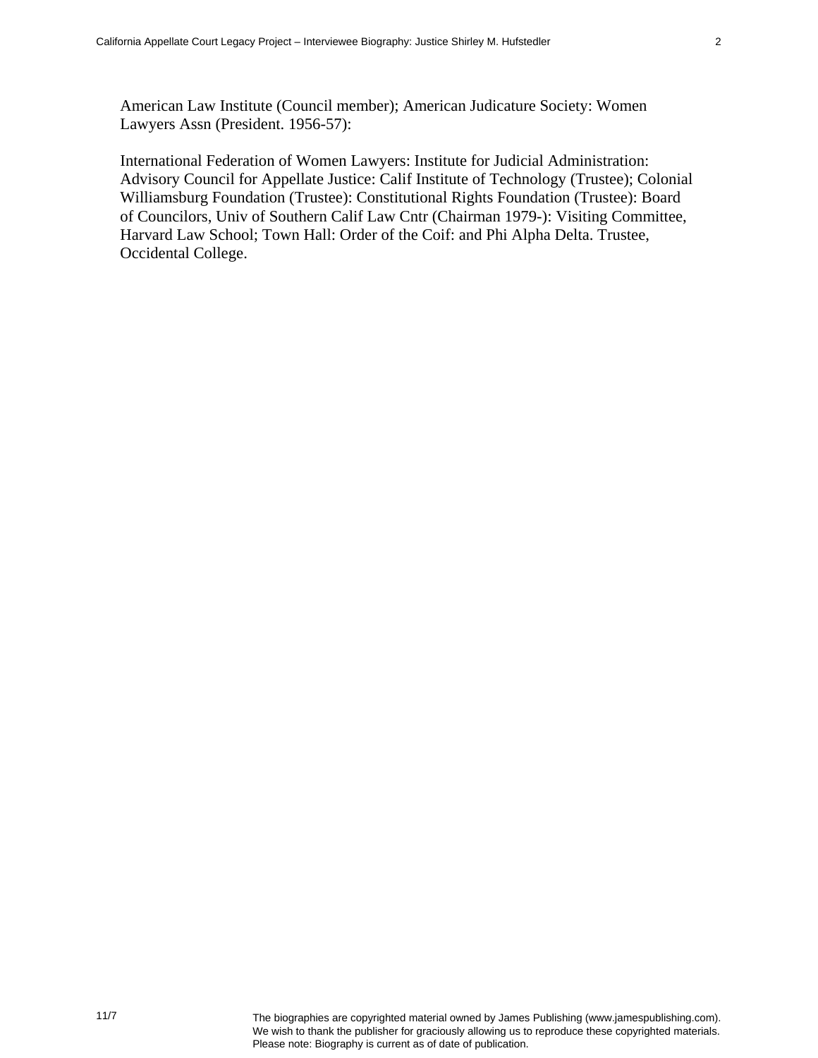American Law Institute (Council member); American Judicature Society: Women Lawyers Assn (President. 1956-57):

International Federation of Women Lawyers: Institute for Judicial Administration: Advisory Council for Appellate Justice: Calif Institute of Technology (Trustee); Colonial Williamsburg Foundation (Trustee): Constitutional Rights Foundation (Trustee): Board of Councilors, Univ of Southern Calif Law Cntr (Chairman 1979-): Visiting Committee, Harvard Law School; Town Hall: Order of the Coif: and Phi Alpha Delta. Trustee, Occidental College.